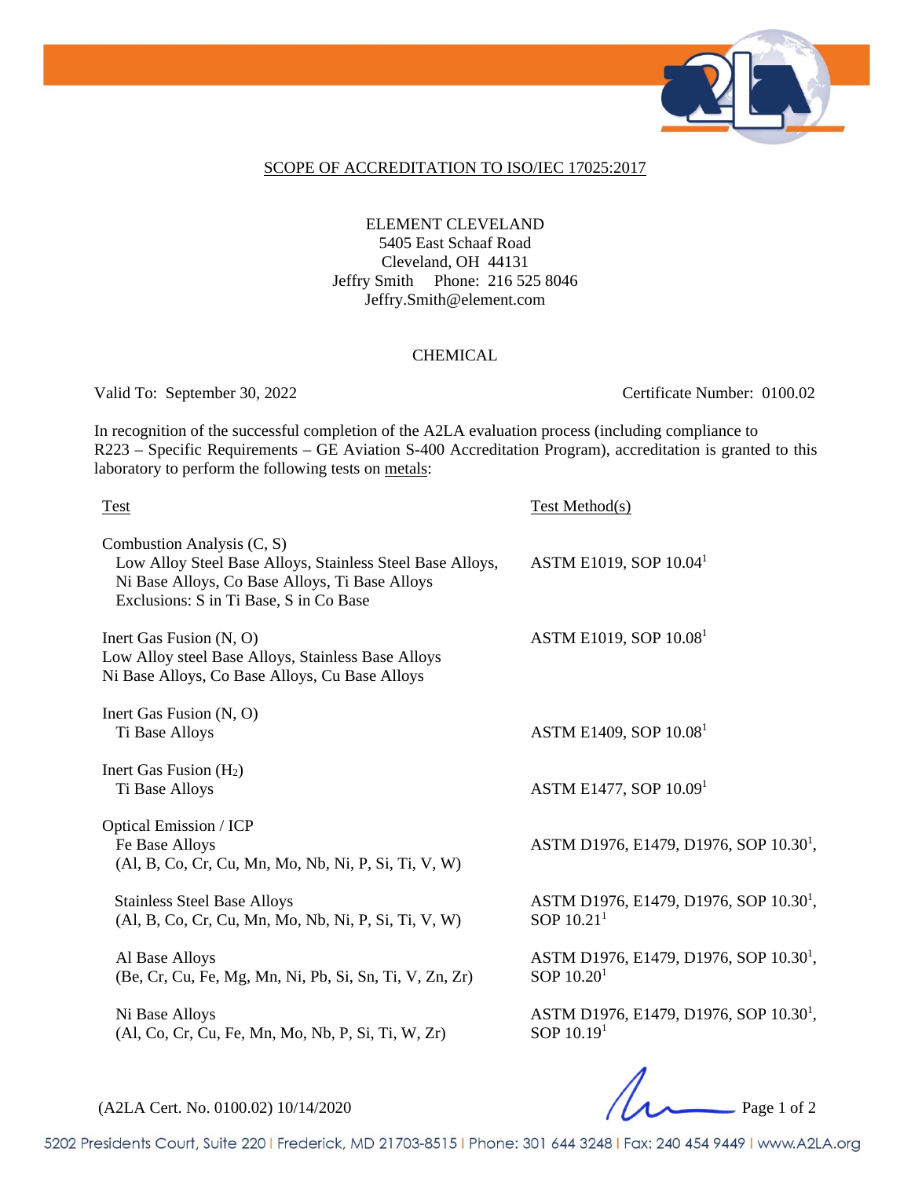SCOPE OF ACCREDITATION TO ISO/IEC 17025:2017

ELEMENT CLEVELAND
5405 East Schaaf Road
Cleveland, OH 44131
Jeffry Smith Phone: 216 525 8046
Jeffry.Smith@element.com

CHEMICAL

Valid To: September 30, 2022 Certificate Number: 0100.02

In recognition of the successful completion of the A2LA evaluation process (including compliance to R223 – Specific Requirements – GE Aviation S-400 Accreditation Program), accreditation is granted to this laboratory to perform the following tests on metals:

| Test | Test Method(s) |
|---|---|
| Combustion Analysis (C, S)<br>Low Alloy Steel Base Alloys, Stainless Steel Base Alloys, Ni Base Alloys, Co Base Alloys, Ti Base Alloys<br>Exclusions: S in Ti Base, S in Co Base | ASTM E1019, SOP 10.04[1] |
| Inert Gas Fusion (N, O)<br>Low Alloy steel Base Alloys, Stainless Base Alloys<br>Ni Base Alloys, Co Base Alloys, Cu Base Alloys | ASTM E1019, SOP 10.08[1] |
| Inert Gas Fusion (N, O)<br>Ti Base Alloys | ASTM E1409, SOP 10.08[1] |
| Inert Gas Fusion ($H_2$)<br>Ti Base Alloys | ASTM E1477, SOP 10.09[1] |
| Optical Emission / ICP<br>Fe Base Alloys<br>(Al, B, Co, Cr, Cu, Mn, Mo, Nb, Ni, P, Si, Ti, V, W) | ASTM D1976, E1479, D1976, SOP 10.30[1], |
| Stainless Steel Base Alloys<br>(Al, B, Co, Cr, Cu, Mn, Mo, Nb, Ni, P, Si, Ti, V, W) | ASTM D1976, E1479, D1976, SOP 10.30[1], SOP 10.21[1] |
| Al Base Alloys<br>(Be, Cr, Cu, Fe, Mg, Mn, Ni, Pb, Si, Sn, Ti, V, Zn, Zr) | ASTM D1976, E1479, D1976, SOP 10.30[1], SOP 10.20[1] |
| Ni Base Alloys<br>(Al, Co, Cr, Cu, Fe, Mn, Mo, Nb, P, Si, Ti, W, Zr) | ASTM D1976, E1479, D1976, SOP 10.30[1], SOP 10.19[1] |

(A2LA Cert. No. 0100.02) 10/14/2020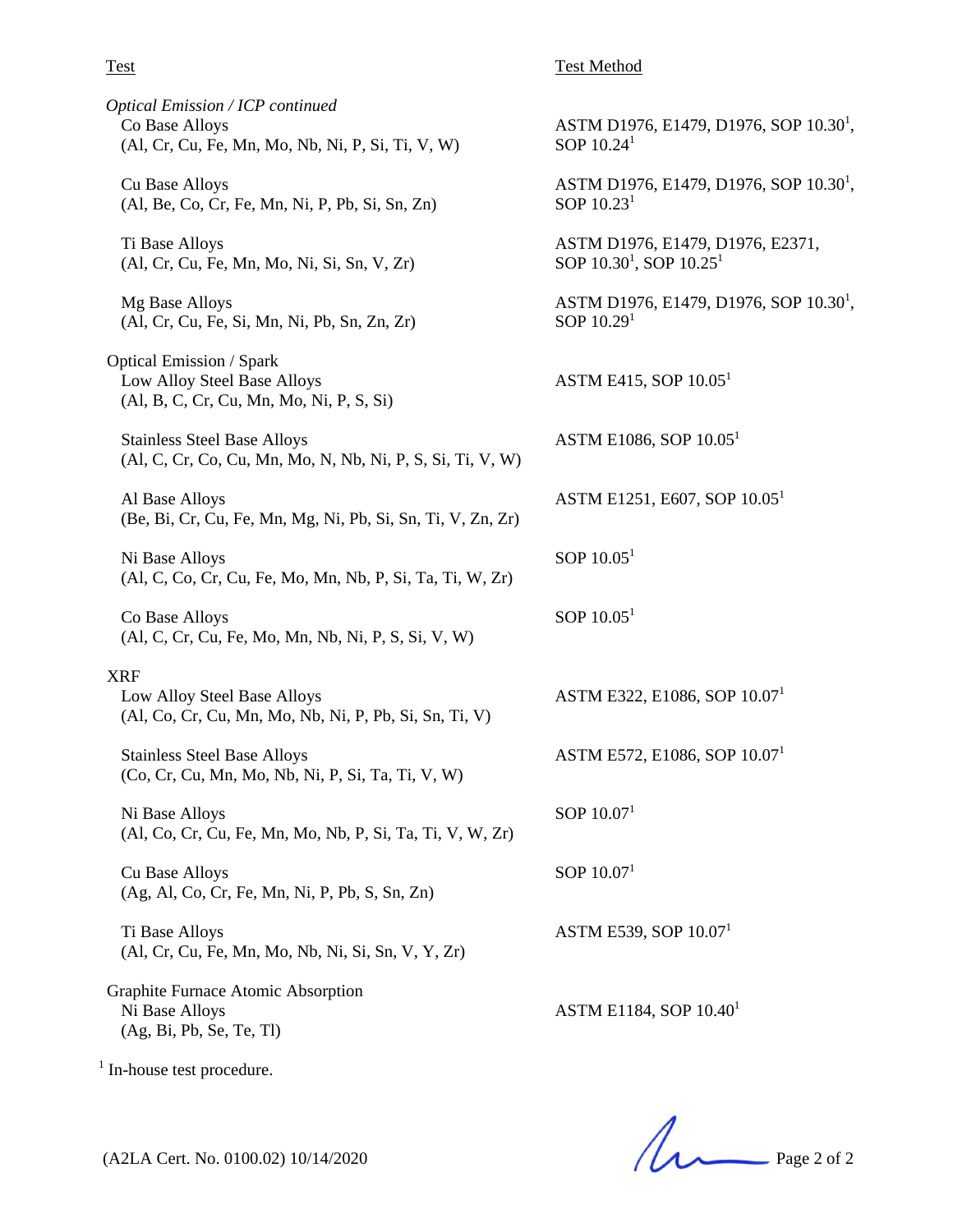| Test | Test Method |
|---|---|
| *Optical Emission / ICP continued* | |
| Co Base Alloys (Al, Cr, Cu, Fe, Mn, Mo, Nb, Ni, P, Si, Ti, V, W) | ASTM D1976, E1479, D1976, SOP 10.30[1], SOP 10.24[1] |
| Cu Base Alloys (Al, Be, Co, Cr, Fe, Mn, Ni, P, Pb, Si, Sn, Zn) | ASTM D1976, E1479, D1976, SOP 10.30[1], SOP 10.23[1] |
| Ti Base Alloys (Al, Cr, Cu, Fe, Mn, Mo, Ni, Si, Sn, V, Zr) | ASTM D1976, E1479, D1976, E2371, SOP 10.30[1], SOP 10.25[1] |
| Mg Base Alloys (Al, Cr, Cu, Fe, Si, Mn, Ni, Pb, Sn, Zn, Zr) | ASTM D1976, E1479, D1976, SOP 10.30[1], SOP 10.29[1] |
| Optical Emission / Spark | |
| Low Alloy Steel Base Alloys (Al, B, C, Cr, Cu, Mn, Mo, Ni, P, S, Si) | ASTM E415, SOP 10.05[1] |
| Stainless Steel Base Alloys (Al, C, Cr, Co, Cu, Mn, Mo, N, Nb, Ni, P, S, Si, Ti, V, W) | ASTM E1086, SOP 10.05[1] |
| Al Base Alloys (Be, Bi, Cr, Cu, Fe, Mn, Mg, Ni, Pb, Si, Sn, Ti, V, Zn, Zr) | ASTM E1251, E607, SOP 10.05[1] |
| Ni Base Alloys (Al, C, Co, Cr, Cu, Fe, Mo, Mn, Nb, P, Si, Ta, Ti, W, Zr) | SOP 10.05[1] |
| Co Base Alloys (Al, C, Cr, Cu, Fe, Mo, Mn, Nb, Ni, P, S, Si, V, W) | SOP 10.05[1] |
| XRF | |
| Low Alloy Steel Base Alloys (Al, Co, Cr, Cu, Mn, Mo, Nb, Ni, P, Pb, Si, Sn, Ti, V) | ASTM E322, E1086, SOP 10.07[1] |
| Stainless Steel Base Alloys (Co, Cr, Cu, Mn, Mo, Nb, Ni, P, Si, Ta, Ti, V, W) | ASTM E572, E1086, SOP 10.07[1] |
| Ni Base Alloys (Al, Co, Cr, Cu, Fe, Mn, Mo, Nb, P, Si, Ta, Ti, V, W, Zr) | SOP 10.07[1] |
| Cu Base Alloys (Ag, Al, Co, Cr, Fe, Mn, Ni, P, Pb, S, Sn, Zn) | SOP 10.07[1] |
| Ti Base Alloys (Al, Cr, Cu, Fe, Mn, Mo, Nb, Ni, Si, Sn, V, Y, Zr) | ASTM E539, SOP 10.07[1] |
| Graphite Furnace Atomic Absorption | |
| Ni Base Alloys (Ag, Bi, Pb, Se, Te, Tl) | ASTM E1184, SOP 10.40[1] |

[1] In-house test procedure.

(A2LA Cert. No. 0100.02) 10/14/2020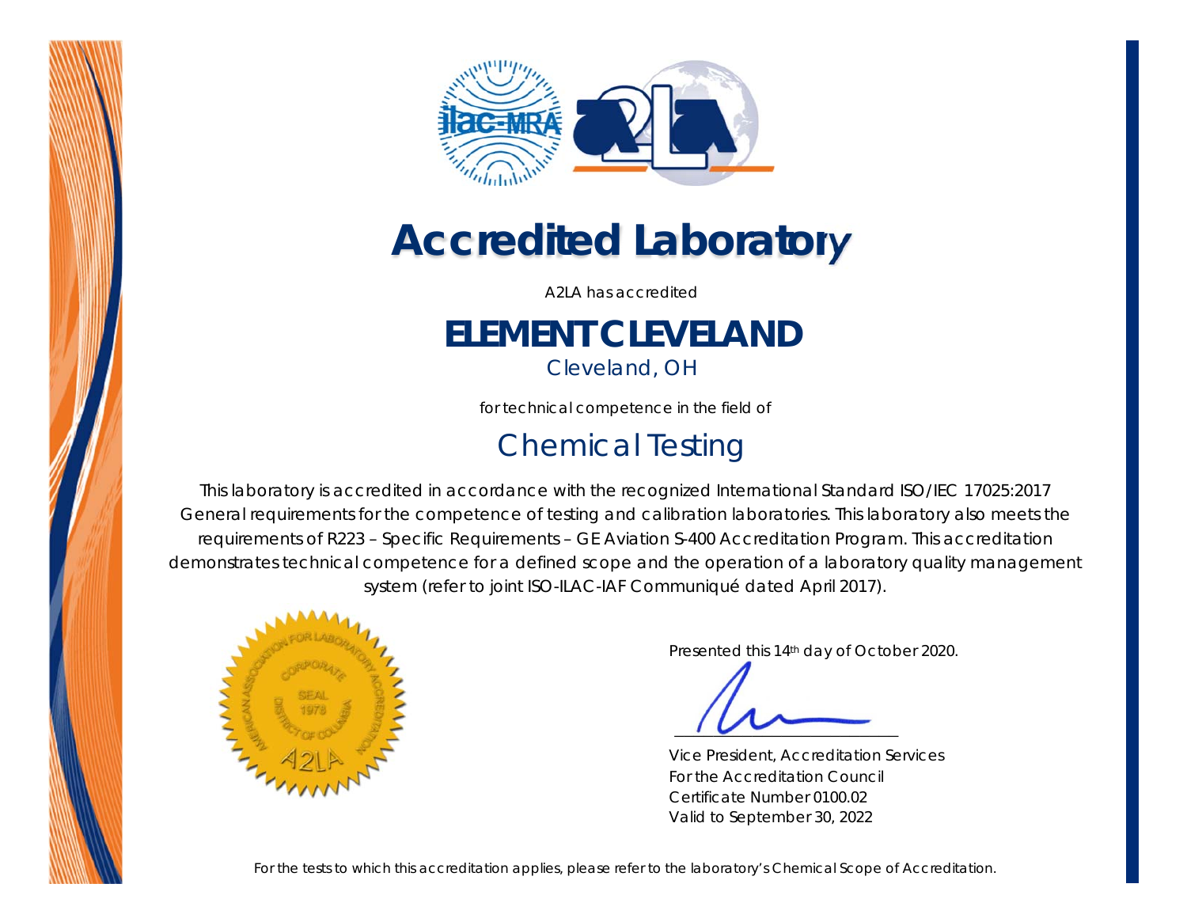# Accredited Laboratory

A2LA has accredited

## ELEMENT CLEVELAND

Cleveland, OH

for technical competence in the field of

## Chemical Testing

This laboratory is accredited in accordance with the recognized International Standard ISO/IEC 17025:2017 General requirements for the competence of testing and calibration laboratories. This laboratory also meets the requirements of R223 – Specific Requirements – GE Aviation S-400 Accreditation Program. This accreditation demonstrates technical competence for a defined scope and the operation of a laboratory quality management system (refer to joint ISO-ILAC-IAF Communiqué dated April 2017).

Presented this 14th day of October 2020.

Vice President, Accreditation Services
For the Accreditation Council
Certificate Number 0100.02
Valid to September 30, 2022

For the tests to which this accreditation applies, please refer to the laboratory's Chemical Scope of Accreditation.